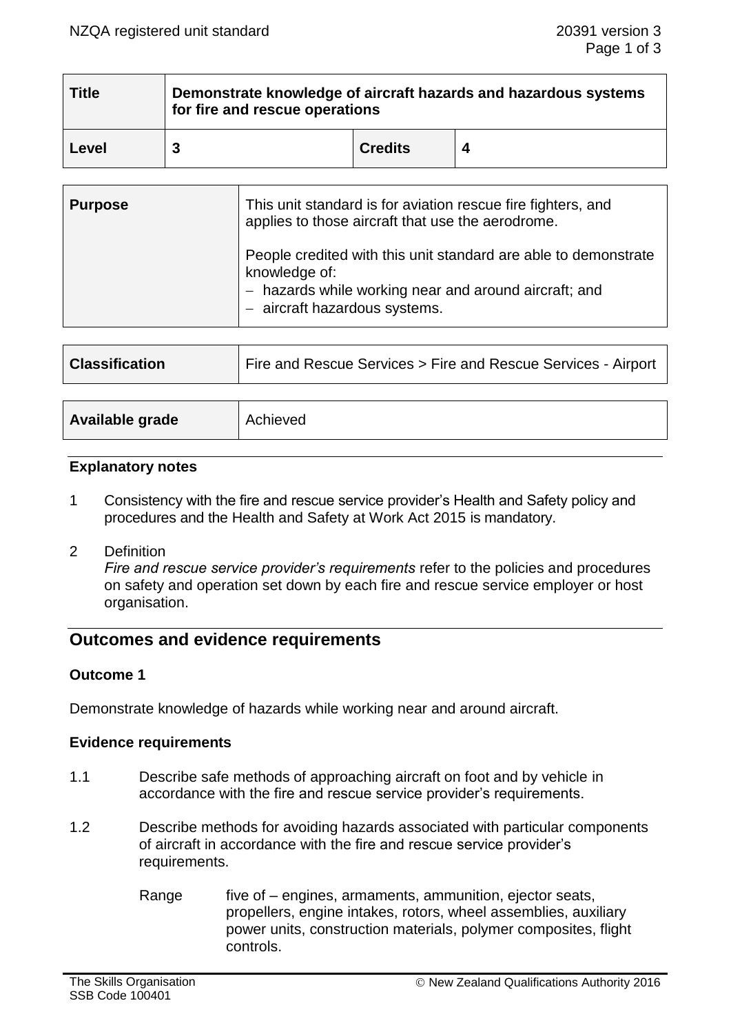| Title | Demonstrate knowledge of aircraft hazards and hazardous systems for fire and rescue operations | | |
|---|---|---|---|
| Level | 3 | Credits | 4 |

| Purpose | This unit standard is for aviation rescue fire fighters, and applies to those aircraft that use the aerodrome.<br><br>People credited with this unit standard are able to demonstrate knowledge of:<br>– hazards while working near and around aircraft; and<br>– aircraft hazardous systems. |
|---|---|

| Classification | Fire and Rescue Services > Fire and Rescue Services - Airport |
|---|---|

| Available grade | Achieved |
|---|---|

### Explanatory notes

1 Consistency with the fire and rescue service provider's Health and Safety policy and procedures and the Health and Safety at Work Act 2015 is mandatory.

2 Definition
*Fire and rescue service provider's requirements* refer to the policies and procedures on safety and operation set down by each fire and rescue service employer or host organisation.

## Outcomes and evidence requirements

### Outcome 1

Demonstrate knowledge of hazards while working near and around aircraft.

### Evidence requirements

1.1 Describe safe methods of approaching aircraft on foot and by vehicle in accordance with the fire and rescue service provider's requirements.

1.2 Describe methods for avoiding hazards associated with particular components of aircraft in accordance with the fire and rescue service provider's requirements.

Range five of – engines, armaments, ammunition, ejector seats, propellers, engine intakes, rotors, wheel assemblies, auxiliary power units, construction materials, polymer composites, flight controls.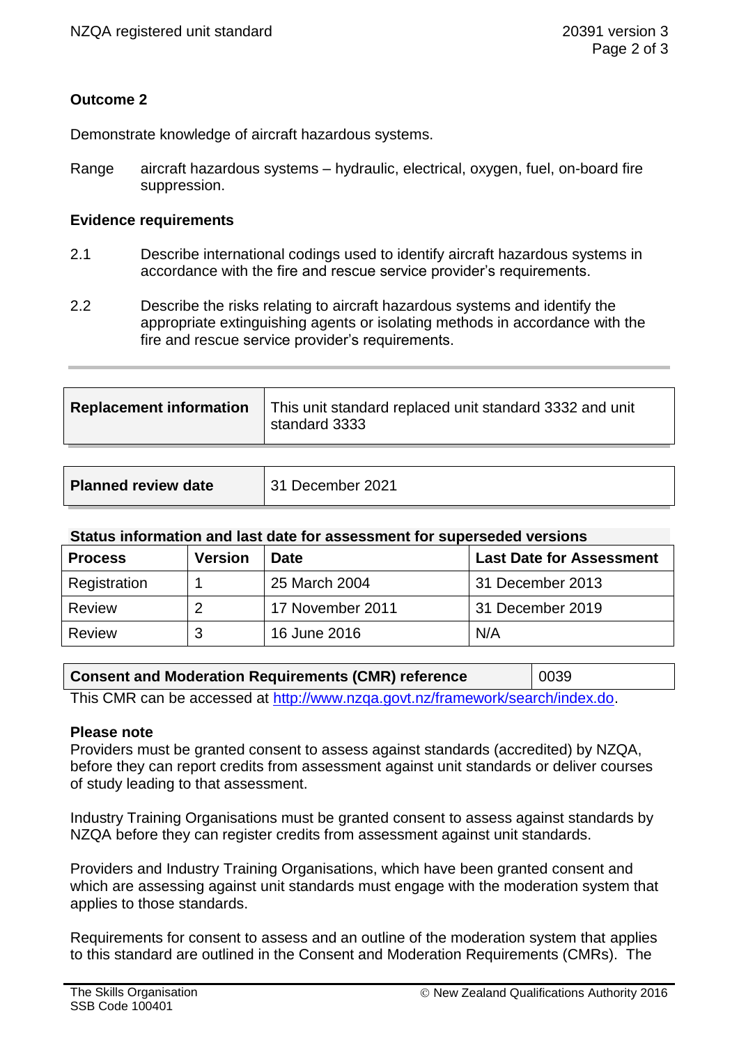**Outcome 2**

Demonstrate knowledge of aircraft hazardous systems.

Range aircraft hazardous systems – hydraulic, electrical, oxygen, fuel, on-board fire suppression.

**Evidence requirements**

2.1 Describe international codings used to identify aircraft hazardous systems in accordance with the fire and rescue service provider's requirements.

2.2 Describe the risks relating to aircraft hazardous systems and identify the appropriate extinguishing agents or isolating methods in accordance with the fire and rescue service provider's requirements.

| **Replacement information** | This unit standard replaced unit standard 3332 and unit standard 3333 |
|---|---|

| **Planned review date** | 31 December 2021 |
|---|---|

**Status information and last date for assessment for superseded versions**

| Process | Version | Date | Last Date for Assessment |
|---|---|---|---|
| Registration | 1 | 25 March 2004 | 31 December 2013 |
| Review | 2 | 17 November 2011 | 31 December 2019 |
| Review | 3 | 16 June 2016 | N/A |

| **Consent and Moderation Requirements (CMR) reference** | 0039 |
|---|---|

This CMR can be accessed at http://www.nzqa.govt.nz/framework/search/index.do.

**Please note**

Providers must be granted consent to assess against standards (accredited) by NZQA, before they can report credits from assessment against unit standards or deliver courses of study leading to that assessment.

Industry Training Organisations must be granted consent to assess against standards by NZQA before they can register credits from assessment against unit standards.

Providers and Industry Training Organisations, which have been granted consent and which are assessing against unit standards must engage with the moderation system that applies to those standards.

Requirements for consent to assess and an outline of the moderation system that applies to this standard are outlined in the Consent and Moderation Requirements (CMRs). The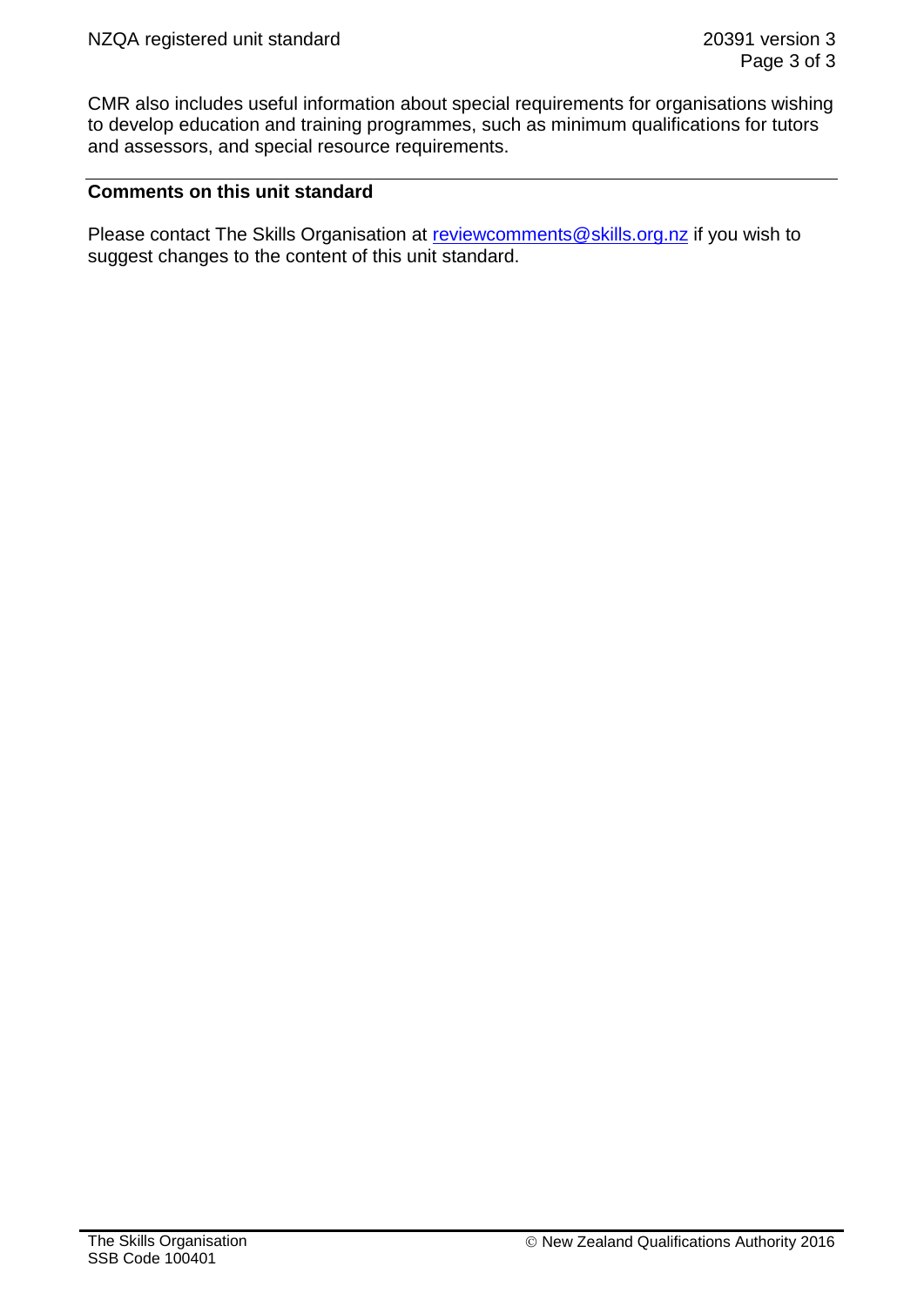CMR also includes useful information about special requirements for organisations wishing to develop education and training programmes, such as minimum qualifications for tutors and assessors, and special resource requirements.

## Comments on this unit standard

Please contact The Skills Organisation at reviewcomments@skills.org.nz if you wish to suggest changes to the content of this unit standard.